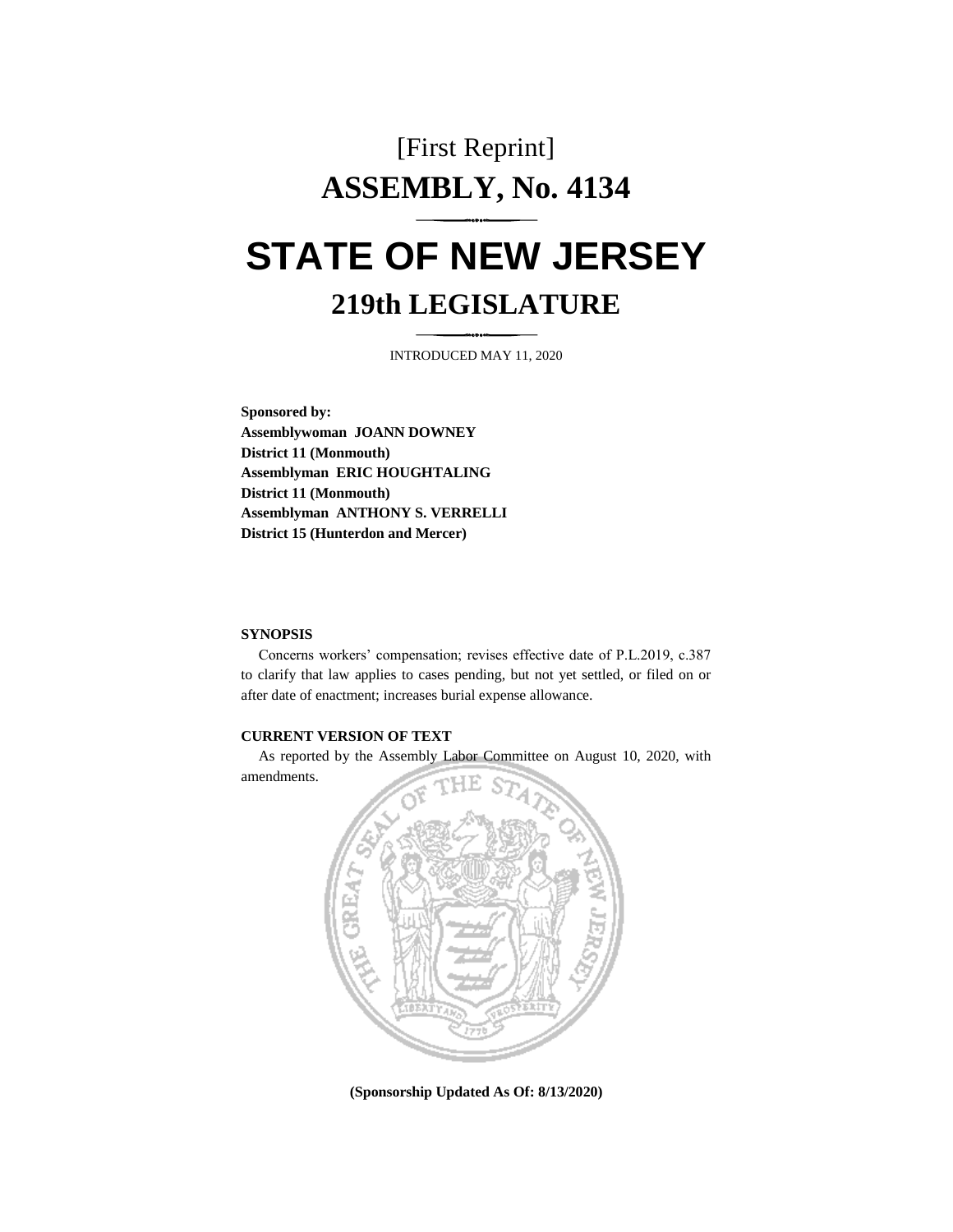[First Reprint]

# ASSEMBLY, No. 4134

# STATE OF NEW JERSEY

## 219th LEGISLATURE

INTRODUCED MAY 11, 2020

**Sponsored by:**
**Assemblywoman JOANN DOWNEY**
**District 11 (Monmouth)**
**Assemblyman ERIC HOUGHTALING**
**District 11 (Monmouth)**
**Assemblyman ANTHONY S. VERRELLI**
**District 15 (Hunterdon and Mercer)**

**SYNOPSIS**

Concerns workers' compensation; revises effective date of P.L.2019, c.387 to clarify that law applies to cases pending, but not yet settled, or filed on or after date of enactment; increases burial expense allowance.

**CURRENT VERSION OF TEXT**

As reported by the Assembly Labor Committee on August 10, 2020, with amendments.

**(Sponsorship Updated As Of: 8/13/2020)**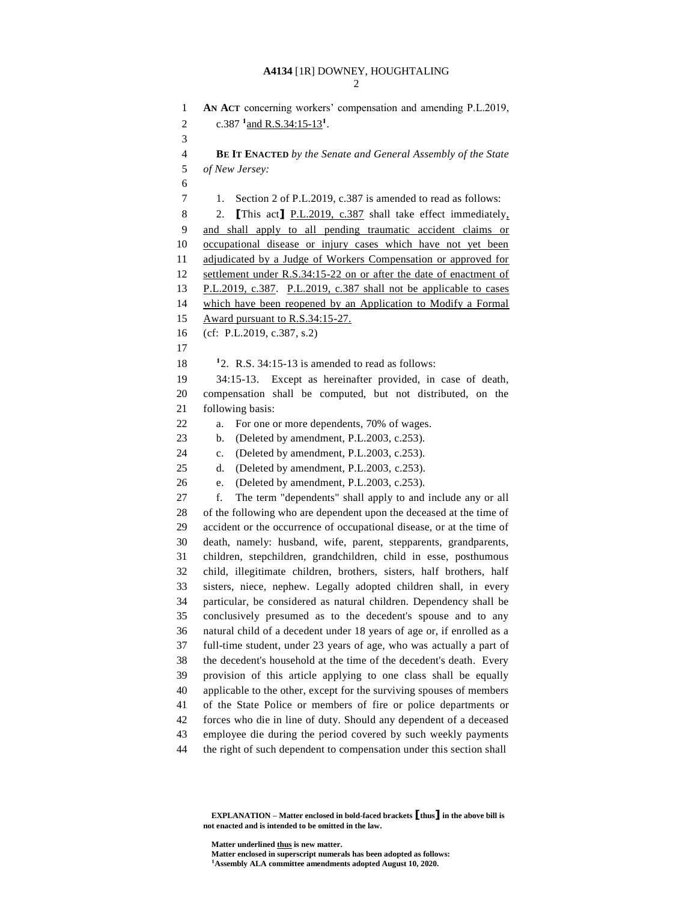**AN ACT** concerning workers' compensation and amending P.L.2019, c.387 [1]<u>and R.S.34:15-13</u>[1].

**BE IT ENACTED** *by the Senate and General Assembly of the State of New Jersey:*

1. Section 2 of P.L.2019, c.387 is amended to read as follows:

2. **[**This act**]** <u>P.L.2019, c.387</u> shall take effect immediately<u>, and shall apply to all pending traumatic accident claims or occupational disease or injury cases which have not yet been adjudicated by a Judge of Workers Compensation or approved for settlement under R.S.34:15-22 on or after the date of enactment of P.L.2019, c.387</u>. <u>P.L.2019, c.387 shall not be applicable to cases which have been reopened by an Application to Modify a Formal Award pursuant to R.S.34:15-27.</u>

(cf: P.L.2019, c.387, s.2)

[1]2. R.S. 34:15-13 is amended to read as follows:

34:15-13. Except as hereinafter provided, in case of death, compensation shall be computed, but not distributed, on the following basis:

a. For one or more dependents, 70% of wages.

b. (Deleted by amendment, P.L.2003, c.253).

c. (Deleted by amendment, P.L.2003, c.253).

d. (Deleted by amendment, P.L.2003, c.253).

e. (Deleted by amendment, P.L.2003, c.253).

f. The term "dependents" shall apply to and include any or all of the following who are dependent upon the deceased at the time of accident or the occurrence of occupational disease, or at the time of death, namely: husband, wife, parent, stepparents, grandparents, children, stepchildren, grandchildren, child in esse, posthumous child, illegitimate children, brothers, sisters, half brothers, half sisters, niece, nephew. Legally adopted children shall, in every particular, be considered as natural children. Dependency shall be conclusively presumed as to the decedent's spouse and to any natural child of a decedent under 18 years of age or, if enrolled as a full-time student, under 23 years of age, who was actually a part of the decedent's household at the time of the decedent's death. Every provision of this article applying to one class shall be equally applicable to the other, except for the surviving spouses of members of the State Police or members of fire or police departments or forces who die in line of duty. Should any dependent of a deceased employee die during the period covered by such weekly payments the right of such dependent to compensation under this section shall

---

**EXPLANATION – Matter enclosed in bold-faced brackets [thus] in the above bill is not enacted and is intended to be omitted in the law.**

**Matter underlined <u>thus</u> is new matter.**
**Matter enclosed in superscript numerals has been adopted as follows:**
[1]**Assembly ALA committee amendments adopted August 10, 2020.**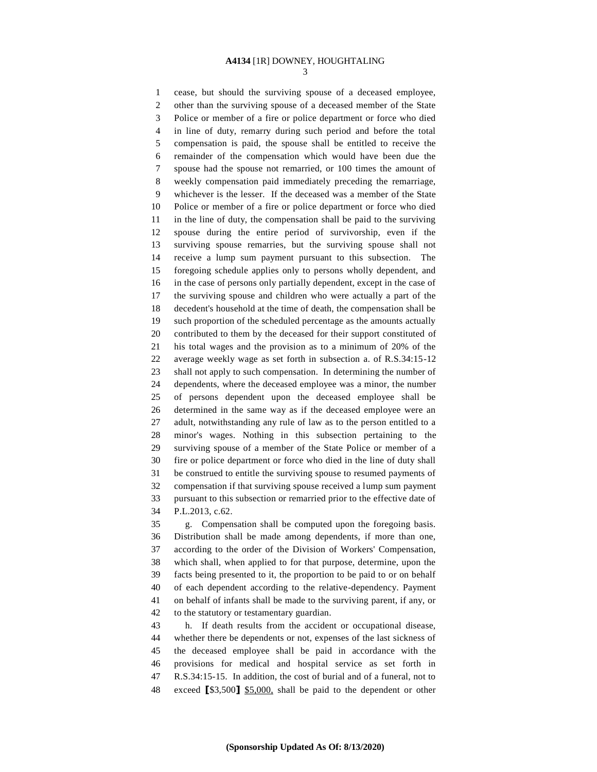cease, but should the surviving spouse of a deceased employee, other than the surviving spouse of a deceased member of the State Police or member of a fire or police department or force who died in line of duty, remarry during such period and before the total compensation is paid, the spouse shall be entitled to receive the remainder of the compensation which would have been due the spouse had the spouse not remarried, or 100 times the amount of weekly compensation paid immediately preceding the remarriage, whichever is the lesser. If the deceased was a member of the State Police or member of a fire or police department or force who died in the line of duty, the compensation shall be paid to the surviving spouse during the entire period of survivorship, even if the surviving spouse remarries, but the surviving spouse shall not receive a lump sum payment pursuant to this subsection. The foregoing schedule applies only to persons wholly dependent, and in the case of persons only partially dependent, except in the case of the surviving spouse and children who were actually a part of the decedent's household at the time of death, the compensation shall be such proportion of the scheduled percentage as the amounts actually contributed to them by the deceased for their support constituted of his total wages and the provision as to a minimum of 20% of the average weekly wage as set forth in subsection a. of R.S.34:15-12 shall not apply to such compensation. In determining the number of dependents, where the deceased employee was a minor, the number of persons dependent upon the deceased employee shall be determined in the same way as if the deceased employee were an adult, notwithstanding any rule of law as to the person entitled to a minor's wages. Nothing in this subsection pertaining to the surviving spouse of a member of the State Police or member of a fire or police department or force who died in the line of duty shall be construed to entitle the surviving spouse to resumed payments of compensation if that surviving spouse received a lump sum payment pursuant to this subsection or remarried prior to the effective date of P.L.2013, c.62.

g. Compensation shall be computed upon the foregoing basis. Distribution shall be made among dependents, if more than one, according to the order of the Division of Workers' Compensation, which shall, when applied to for that purpose, determine, upon the facts being presented to it, the proportion to be paid to or on behalf of each dependent according to the relative-dependency. Payment on behalf of infants shall be made to the surviving parent, if any, or to the statutory or testamentary guardian.

h. If death results from the accident or occupational disease, whether there be dependents or not, expenses of the last sickness of the deceased employee shall be paid in accordance with the provisions for medical and hospital service as set forth in R.S.34:15-15. In addition, the cost of burial and of a funeral, not to exceed 【$3,500】 <u>$5,000,</u> shall be paid to the dependent or other

**(Sponsorship Updated As Of: 8/13/2020)**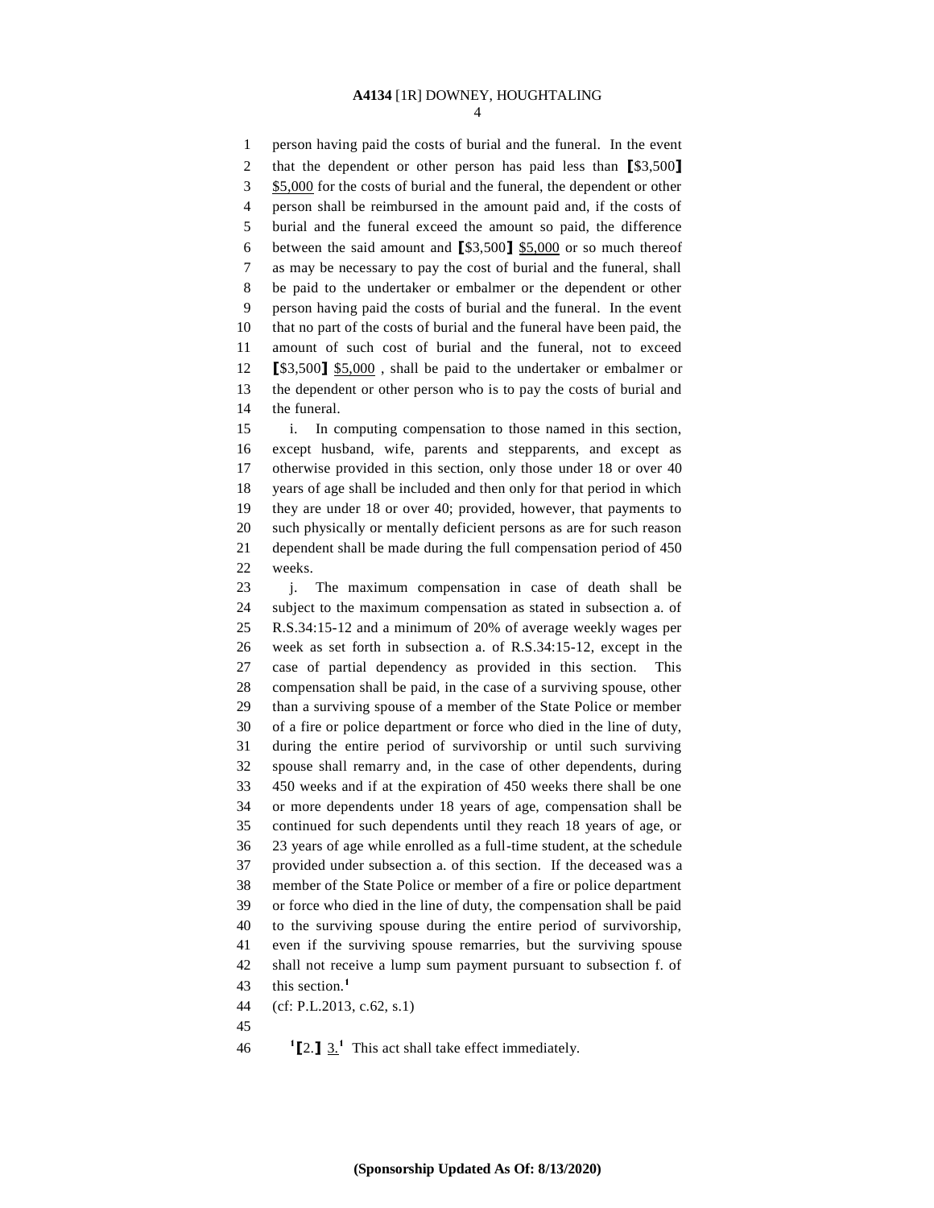person having paid the costs of burial and the funeral. In the event that the dependent or other person has paid less than 【$3,500】 <u>$5,000</u> for the costs of burial and the funeral, the dependent or other person shall be reimbursed in the amount paid and, if the costs of burial and the funeral exceed the amount so paid, the difference between the said amount and 【$3,500】 <u>$5,000</u> or so much thereof as may be necessary to pay the cost of burial and the funeral, shall be paid to the undertaker or embalmer or the dependent or other person having paid the costs of burial and the funeral. In the event that no part of the costs of burial and the funeral have been paid, the amount of such cost of burial and the funeral, not to exceed 【$3,500】 <u>$5,000</u> , shall be paid to the undertaker or embalmer or the dependent or other person who is to pay the costs of burial and the funeral.

i. In computing compensation to those named in this section, except husband, wife, parents and stepparents, and except as otherwise provided in this section, only those under 18 or over 40 years of age shall be included and then only for that period in which they are under 18 or over 40; provided, however, that payments to such physically or mentally deficient persons as are for such reason dependent shall be made during the full compensation period of 450 weeks.

j. The maximum compensation in case of death shall be subject to the maximum compensation as stated in subsection a. of R.S.34:15-12 and a minimum of 20% of average weekly wages per week as set forth in subsection a. of R.S.34:15-12, except in the case of partial dependency as provided in this section. This compensation shall be paid, in the case of a surviving spouse, other than a surviving spouse of a member of the State Police or member of a fire or police department or force who died in the line of duty, during the entire period of survivorship or until such surviving spouse shall remarry and, in the case of other dependents, during 450 weeks and if at the expiration of 450 weeks there shall be one or more dependents under 18 years of age, compensation shall be continued for such dependents until they reach 18 years of age, or 23 years of age while enrolled as a full-time student, at the schedule provided under subsection a. of this section. If the deceased was a member of the State Police or member of a fire or police department or force who died in the line of duty, the compensation shall be paid to the surviving spouse during the entire period of survivorship, even if the surviving spouse remarries, but the surviving spouse shall not receive a lump sum payment pursuant to subsection f. of this section.[1]

(cf: P.L.2013, c.62, s.1)

[1]【2.】 <u>3.</u>[1] This act shall take effect immediately.

**(Sponsorship Updated As Of: 8/13/2020)**